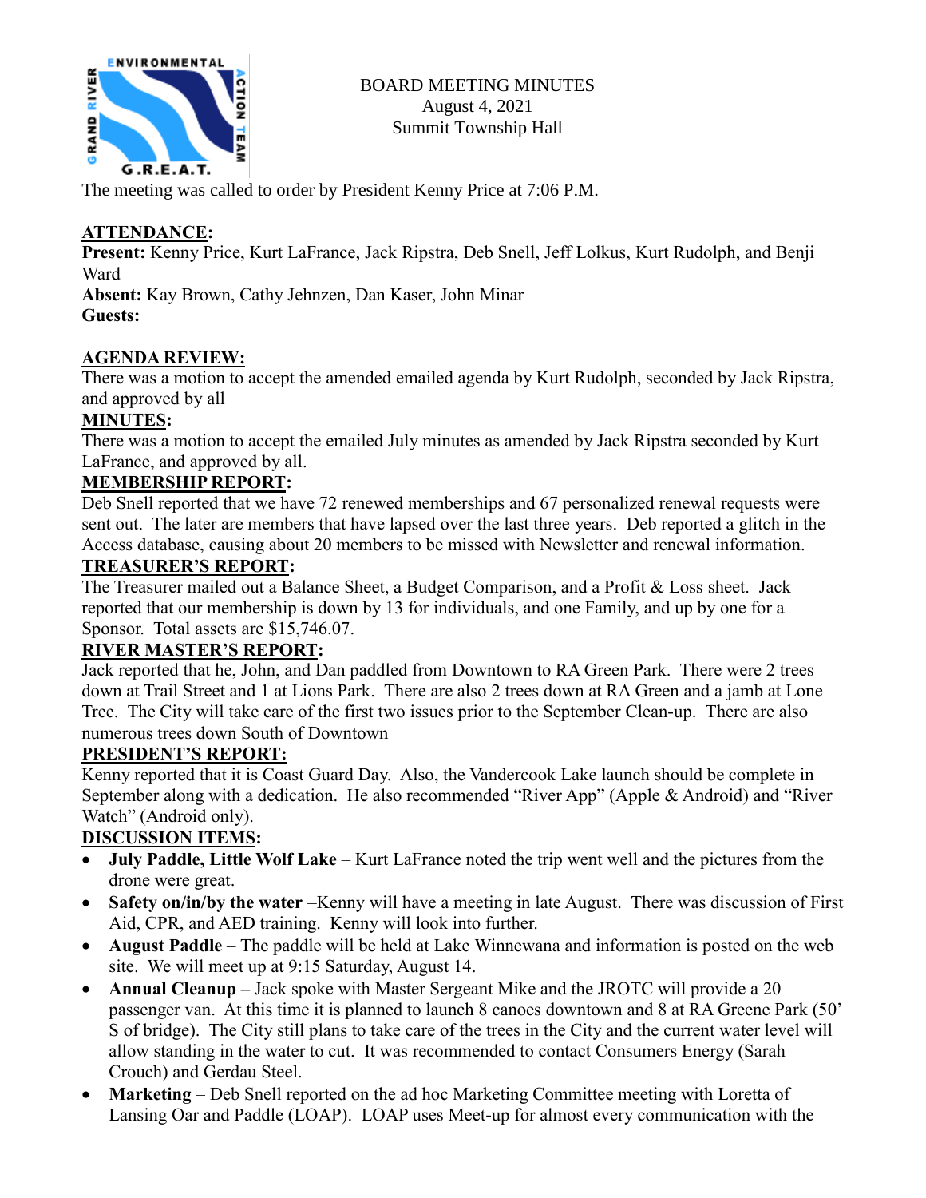BOARD MEETING MINUTES
August 4, 2021
Summit Township Hall

The meeting was called to order by President Kenny Price at 7:06 P.M.

## ATTENDANCE:

**Present:** Kenny Price, Kurt LaFrance, Jack Ripstra, Deb Snell, Jeff Lolkus, Kurt Rudolph, and Benji Ward
**Absent:** Kay Brown, Cathy Jehnzen, Dan Kaser, John Minar
**Guests:**

## AGENDA REVIEW:

There was a motion to accept the amended emailed agenda by Kurt Rudolph, seconded by Jack Ripstra, and approved by all

## MINUTES:

There was a motion to accept the emailed July minutes as amended by Jack Ripstra seconded by Kurt LaFrance, and approved by all.

## MEMBERSHIP REPORT:

Deb Snell reported that we have 72 renewed memberships and 67 personalized renewal requests were sent out. The later are members that have lapsed over the last three years. Deb reported a glitch in the Access database, causing about 20 members to be missed with Newsletter and renewal information.

## TREASURER'S REPORT:

The Treasurer mailed out a Balance Sheet, a Budget Comparison, and a Profit & Loss sheet. Jack reported that our membership is down by 13 for individuals, and one Family, and up by one for a Sponsor. Total assets are $15,746.07.

## RIVER MASTER'S REPORT:

Jack reported that he, John, and Dan paddled from Downtown to RA Green Park. There were 2 trees down at Trail Street and 1 at Lions Park. There are also 2 trees down at RA Green and a jamb at Lone Tree. The City will take care of the first two issues prior to the September Clean-up. There are also numerous trees down South of Downtown

## PRESIDENT'S REPORT:

Kenny reported that it is Coast Guard Day. Also, the Vandercook Lake launch should be complete in September along with a dedication. He also recommended "River App" (Apple & Android) and "River Watch" (Android only).

## DISCUSSION ITEMS:

- **July Paddle, Little Wolf Lake** – Kurt LaFrance noted the trip went well and the pictures from the drone were great.
- **Safety on/in/by the water** –Kenny will have a meeting in late August. There was discussion of First Aid, CPR, and AED training. Kenny will look into further.
- **August Paddle** – The paddle will be held at Lake Winnewana and information is posted on the web site. We will meet up at 9:15 Saturday, August 14.
- **Annual Cleanup –** Jack spoke with Master Sergeant Mike and the JROTC will provide a 20 passenger van. At this time it is planned to launch 8 canoes downtown and 8 at RA Greene Park (50' S of bridge). The City still plans to take care of the trees in the City and the current water level will allow standing in the water to cut. It was recommended to contact Consumers Energy (Sarah Crouch) and Gerdau Steel.
- **Marketing** – Deb Snell reported on the ad hoc Marketing Committee meeting with Loretta of Lansing Oar and Paddle (LOAP). LOAP uses Meet-up for almost every communication with the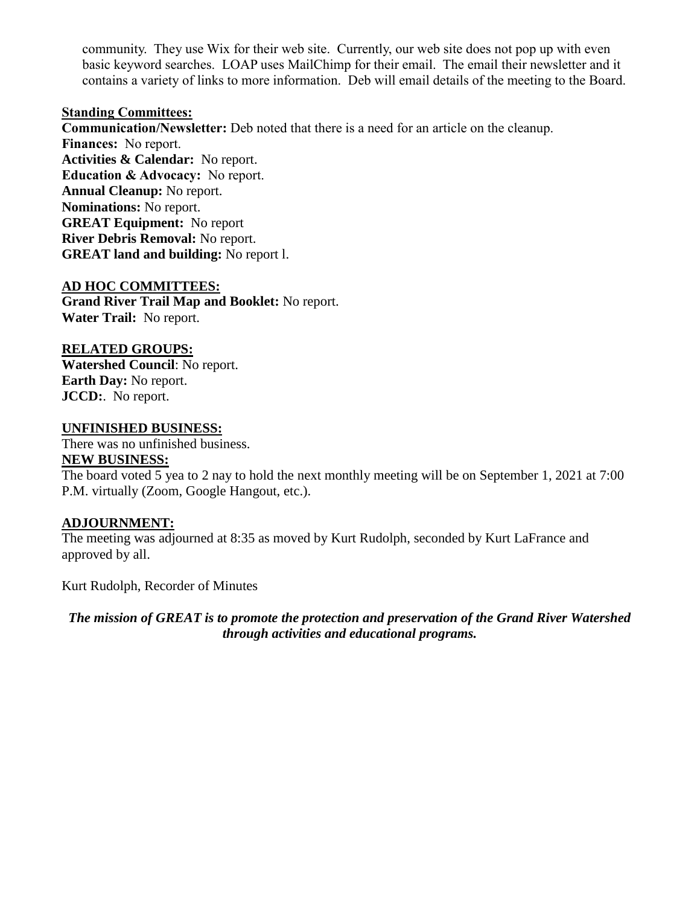community. They use Wix for their web site. Currently, our web site does not pop up with even basic keyword searches. LOAP uses MailChimp for their email. The email their newsletter and it contains a variety of links to more information. Deb will email details of the meeting to the Board.

**Standing Committees:**

**Communication/Newsletter:** Deb noted that there is a need for an article on the cleanup.
**Finances:** No report.
**Activities & Calendar:** No report.
**Education & Advocacy:** No report.
**Annual Cleanup:** No report.
**Nominations:** No report.
**GREAT Equipment:** No report
**River Debris Removal:** No report.
**GREAT land and building:** No report l.

**AD HOC COMMITTEES:**

**Grand River Trail Map and Booklet:** No report.
**Water Trail:** No report.

**RELATED GROUPS:**

**Watershed Council**: No report.
**Earth Day:** No report.
**JCCD:**. No report.

**UNFINISHED BUSINESS:**

There was no unfinished business.

**NEW BUSINESS:**

The board voted 5 yea to 2 nay to hold the next monthly meeting will be on September 1, 2021 at 7:00 P.M. virtually (Zoom, Google Hangout, etc.).

**ADJOURNMENT:**

The meeting was adjourned at 8:35 as moved by Kurt Rudolph, seconded by Kurt LaFrance and approved by all.

Kurt Rudolph, Recorder of Minutes

***The mission of GREAT is to promote the protection and preservation of the Grand River Watershed through activities and educational programs.***